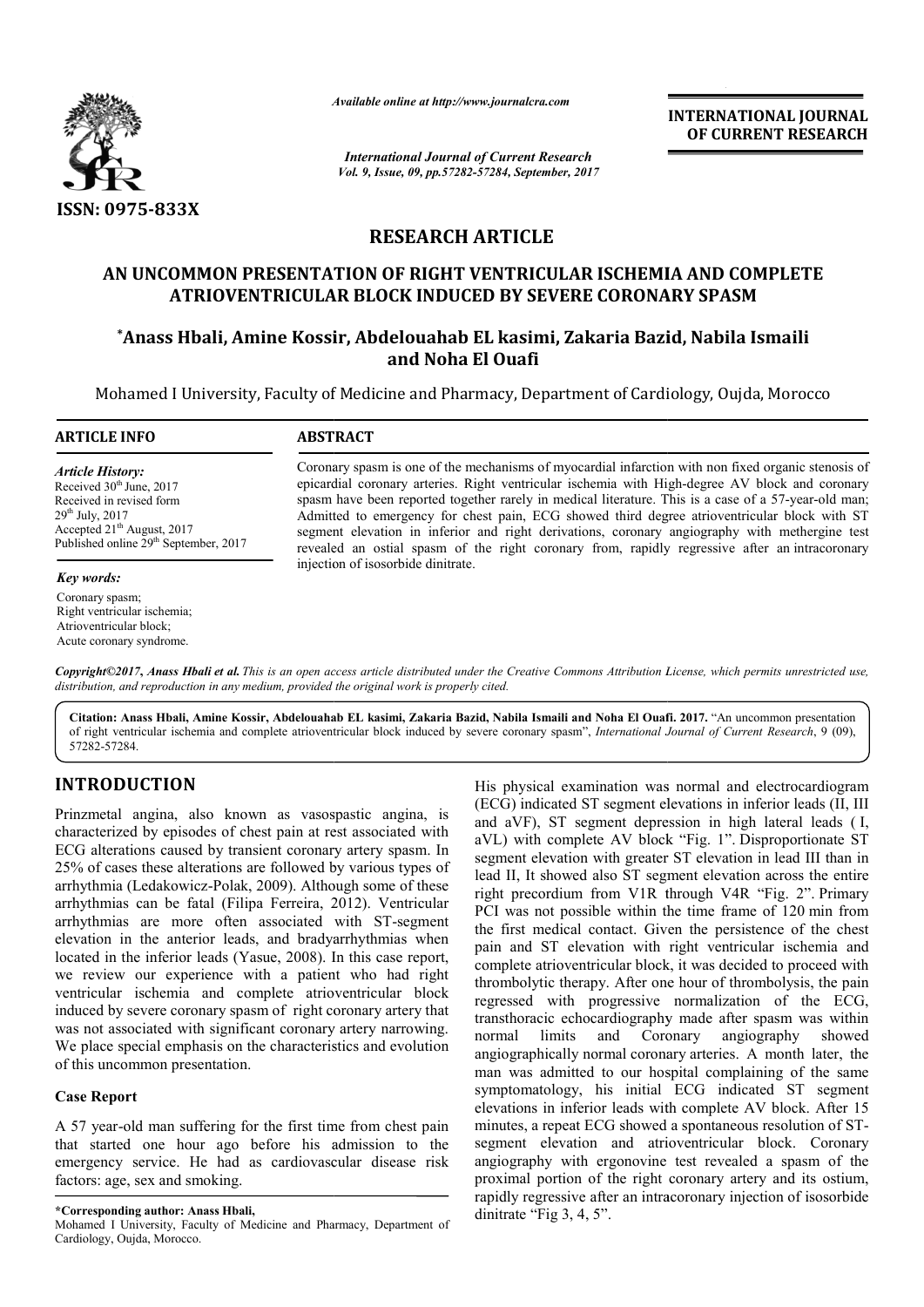# RESEARCH ARTICLE

## AN UNCOMMON PRESENTATION OF RIGHT VENTRICULAR ISCHEMIA AND COMPLETE ATRIOVENTRICULAR BLOCK INDUCED BY SEVERE CORONARY SPASM

**[*]Anass Hbali, Amine Kossir, Abdelouahab EL kasimi, Zakaria Bazid, Nabila Ismaili and Noha El Ouafi**

Mohamed I University, Faculty of Medicine and Pharmacy, Department of Cardiology, Oujda, Morocco

### ARTICLE INFO

*Article History:*
Received 30th June, 2017
Received in revised form 29th July, 2017
Accepted 21th August, 2017
Published online 29th September, 2017

*Key words:*
Coronary spasm;
Right ventricular ischemia;
Atrioventricular block;
Acute coronary syndrome.

### ABSTRACT

Coronary spasm is one of the mechanisms of myocardial infarction with non fixed organic stenosis of epicardial coronary arteries. Right ventricular ischemia with High-degree AV block and coronary spasm have been reported together rarely in medical literature. This is a case of a 57-year-old man; Admitted to emergency for chest pain, ECG showed third degree atrioventricular block with ST segment elevation in inferior and right derivations, coronary angiography with methergine test revealed an ostial spasm of the right coronary from, rapidly regressive after an intracoronary injection of isosorbide dinitrate.

*Copyright©2017, Anass Hbali et al. This is an open access article distributed under the Creative Commons Attribution License, which permits unrestricted use, distribution, and reproduction in any medium, provided the original work is properly cited.*

**Citation: Anass Hbali, Amine Kossir, Abdelouahab EL kasimi, Zakaria Bazid, Nabila Ismaili and Noha El Ouafi. 2017.** "An uncommon presentation of right ventricular ischemia and complete atrioventricular block induced by severe coronary spasm", *International Journal of Current Research*, 9 (09), 57282-57284.

## INTRODUCTION

Prinzmetal angina, also known as vasospastic angina, is characterized by episodes of chest pain at rest associated with ECG alterations caused by transient coronary artery spasm. In 25% of cases these alterations are followed by various types of arrhythmia (Ledakowicz-Polak, 2009). Although some of these arrhythmias can be fatal (Filipa Ferreira, 2012). Ventricular arrhythmias are more often associated with ST-segment elevation in the anterior leads, and bradyarrhythmias when located in the inferior leads (Yasue, 2008). In this case report, we review our experience with a patient who had right ventricular ischemia and complete atrioventricular block induced by severe coronary spasm of right coronary artery that was not associated with significant coronary artery narrowing. We place special emphasis on the characteristics and evolution of this uncommon presentation.

### Case Report

A 57 year-old man suffering for the first time from chest pain that started one hour ago before his admission to the emergency service. He had as cardiovascular disease risk factors: age, sex and smoking.

His physical examination was normal and electrocardiogram (ECG) indicated ST segment elevations in inferior leads (II, III and aVF), ST segment depression in high lateral leads ( I, aVL) with complete AV block "Fig. 1". Disproportionate ST segment elevation with greater ST elevation in lead III than in lead II, It showed also ST segment elevation across the entire right precordium from V1R through V4R "Fig. 2". Primary PCI was not possible within the time frame of 120 min from the first medical contact. Given the persistence of the chest pain and ST elevation with right ventricular ischemia and complete atrioventricular block, it was decided to proceed with thrombolytic therapy. After one hour of thrombolysis, the pain regressed with progressive normalization of the ECG, transthoracic echocardiography made after spasm was within normal limits and Coronary angiography showed angiographically normal coronary arteries. A month later, the man was admitted to our hospital complaining of the same symptomatology, his initial ECG indicated ST segment elevations in inferior leads with complete AV block. After 15 minutes, a repeat ECG showed a spontaneous resolution of ST-segment elevation and atrioventricular block. Coronary angiography with ergonovine test revealed a spasm of the proximal portion of the right coronary artery and its ostium, rapidly regressive after an intracoronary injection of isosorbide dinitrate "Fig 3, 4, 5".

***Corresponding author: Anass Hbali,**
Mohamed I University, Faculty of Medicine and Pharmacy, Department of Cardiology, Oujda, Morocco.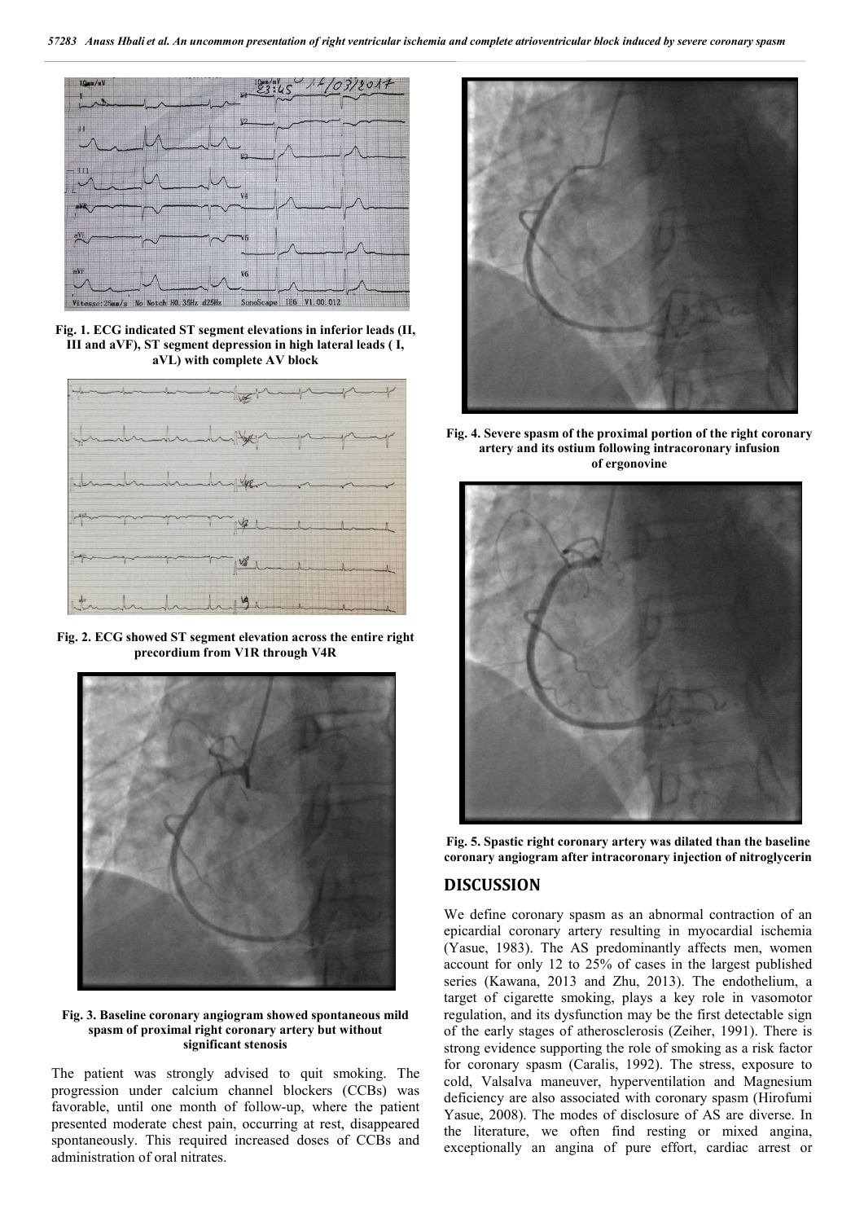Fig. 1. ECG indicated ST segment elevations in inferior leads (II, III and aVF), ST segment depression in high lateral leads ( I, aVL) with complete AV block

Fig. 2. ECG showed ST segment elevation across the entire right precordium from V1R through V4R

Fig. 3. Baseline coronary angiogram showed spontaneous mild spasm of proximal right coronary artery but without significant stenosis

The patient was strongly advised to quit smoking. The progression under calcium channel blockers (CCBs) was favorable, until one month of follow-up, where the patient presented moderate chest pain, occurring at rest, disappeared spontaneously. This required increased doses of CCBs and administration of oral nitrates.

Fig. 4. Severe spasm of the proximal portion of the right coronary artery and its ostium following intracoronary infusion of ergonovine

Fig. 5. Spastic right coronary artery was dilated than the baseline coronary angiogram after intracoronary injection of nitroglycerin

## DISCUSSION

We define coronary spasm as an abnormal contraction of an epicardial coronary artery resulting in myocardial ischemia (Yasue, 1983). The AS predominantly affects men, women account for only 12 to 25% of cases in the largest published series (Kawana, 2013 and Zhu, 2013). The endothelium, a target of cigarette smoking, plays a key role in vasomotor regulation, and its dysfunction may be the first detectable sign of the early stages of atherosclerosis (Zeiher, 1991). There is strong evidence supporting the role of smoking as a risk factor for coronary spasm (Caralis, 1992). The stress, exposure to cold, Valsalva maneuver, hyperventilation and Magnesium deficiency are also associated with coronary spasm (Hirofumi Yasue, 2008). The modes of disclosure of AS are diverse. In the literature, we often find resting or mixed angina, exceptionally an angina of pure effort, cardiac arrest or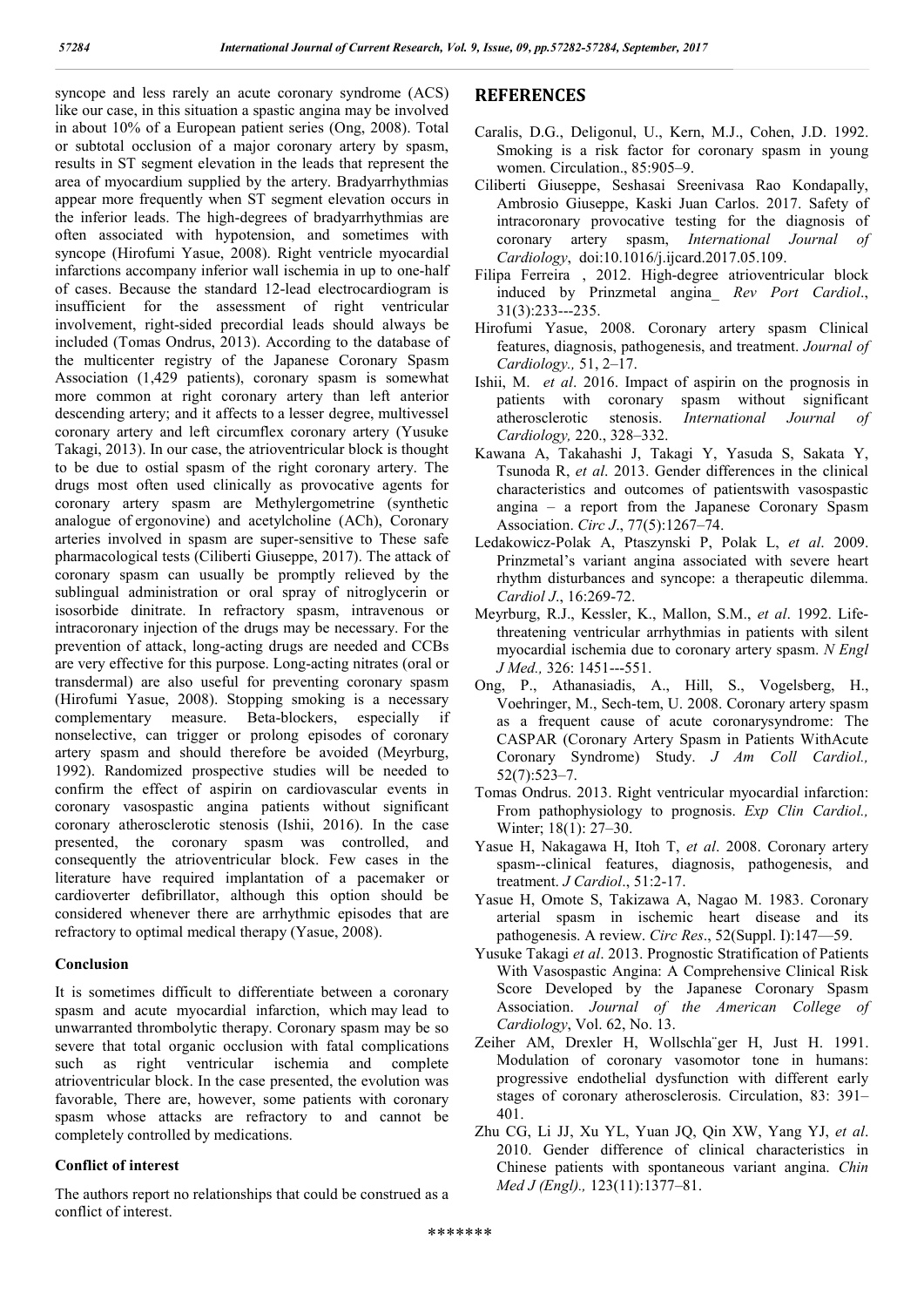syncope and less rarely an acute coronary syndrome (ACS) like our case, in this situation a spastic angina may be involved in about 10% of a European patient series (Ong, 2008). Total or subtotal occlusion of a major coronary artery by spasm, results in ST segment elevation in the leads that represent the area of myocardium supplied by the artery. Bradyarrhythmias appear more frequently when ST segment elevation occurs in the inferior leads. The high-degrees of bradyarrhythmias are often associated with hypotension, and sometimes with syncope (Hirofumi Yasue, 2008). Right ventricle myocardial infarctions accompany inferior wall ischemia in up to one-half of cases. Because the standard 12-lead electrocardiogram is insufficient for the assessment of right ventricular involvement, right-sided precordial leads should always be included (Tomas Ondrus, 2013). According to the database of the multicenter registry of the Japanese Coronary Spasm Association (1,429 patients), coronary spasm is somewhat more common at right coronary artery than left anterior descending artery; and it affects to a lesser degree, multivessel coronary artery and left circumflex coronary artery (Yusuke Takagi, 2013). In our case, the atrioventricular block is thought to be due to ostial spasm of the right coronary artery. The drugs most often used clinically as provocative agents for coronary artery spasm are Methylergometrine (synthetic analogue of ergonovine) and acetylcholine (ACh), Coronary arteries involved in spasm are super-sensitive to These safe pharmacological tests (Ciliberti Giuseppe, 2017). The attack of coronary spasm can usually be promptly relieved by the sublingual administration or oral spray of nitroglycerin or isosorbide dinitrate. In refractory spasm, intravenous or intracoronary injection of the drugs may be necessary. For the prevention of attack, long-acting drugs are needed and CCBs are very effective for this purpose. Long-acting nitrates (oral or transdermal) are also useful for preventing coronary spasm (Hirofumi Yasue, 2008). Stopping smoking is a necessary complementary measure. Beta-blockers, especially if nonselective, can trigger or prolong episodes of coronary artery spasm and should therefore be avoided (Meyrburg, 1992). Randomized prospective studies will be needed to confirm the effect of aspirin on cardiovascular events in coronary vasospastic angina patients without significant coronary atherosclerotic stenosis (Ishii, 2016). In the case presented, the coronary spasm was controlled, and consequently the atrioventricular block. Few cases in the literature have required implantation of a pacemaker or cardioverter defibrillator, although this option should be considered whenever there are arrhythmic episodes that are refractory to optimal medical therapy (Yasue, 2008).

## Conclusion

It is sometimes difficult to differentiate between a coronary spasm and acute myocardial infarction, which may lead to unwarranted thrombolytic therapy. Coronary spasm may be so severe that total organic occlusion with fatal complications such as right ventricular ischemia and complete atrioventricular block. In the case presented, the evolution was favorable, There are, however, some patients with coronary spasm whose attacks are refractory to and cannot be completely controlled by medications.

## Conflict of interest

The authors report no relationships that could be construed as a conflict of interest.

## REFERENCES

Caralis, D.G., Deligonul, U., Kern, M.J., Cohen, J.D. 1992. Smoking is a risk factor for coronary spasm in young women. Circulation., 85:905–9.

Ciliberti Giuseppe, Seshasai Sreenivasa Rao Kondapally, Ambrosio Giuseppe, Kaski Juan Carlos. 2017. Safety of intracoronary provocative testing for the diagnosis of coronary artery spasm, *International Journal of Cardiology*, doi:10.1016/j.ijcard.2017.05.109.

Filipa Ferreira , 2012. High-degree atrioventricular block induced by Prinzmetal angina_ *Rev Port Cardiol*., 31(3):233---235.

Hirofumi Yasue, 2008. Coronary artery spasm Clinical features, diagnosis, pathogenesis, and treatment. *Journal of Cardiology.,* 51, 2–17.

Ishii, M. *et al*. 2016. Impact of aspirin on the prognosis in patients with coronary spasm without significant atherosclerotic stenosis. *International Journal of Cardiology,* 220., 328–332.

Kawana A, Takahashi J, Takagi Y, Yasuda S, Sakata Y, Tsunoda R, *et al*. 2013. Gender differences in the clinical characteristics and outcomes of patientswith vasospastic angina – a report from the Japanese Coronary Spasm Association. *Circ J*., 77(5):1267–74.

Ledakowicz-Polak A, Ptaszynski P, Polak L, *et al*. 2009. Prinzmetal's variant angina associated with severe heart rhythm disturbances and syncope: a therapeutic dilemma. *Cardiol J*., 16:269-72.

Meyrburg, R.J., Kessler, K., Mallon, S.M., *et al*. 1992. Life-threatening ventricular arrhythmias in patients with silent myocardial ischemia due to coronary artery spasm. *N Engl J Med.,* 326: 1451---551.

Ong, P., Athanasiadis, A., Hill, S., Vogelsberg, H., Voehringer, M., Sech-tem, U. 2008. Coronary artery spasm as a frequent cause of acute coronarysyndrome: The CASPAR (Coronary Artery Spasm in Patients WithAcute Coronary Syndrome) Study. *J Am Coll Cardiol.,* 52(7):523–7.

Tomas Ondrus. 2013. Right ventricular myocardial infarction: From pathophysiology to prognosis. *Exp Clin Cardiol.,* Winter; 18(1): 27–30.

Yasue H, Nakagawa H, Itoh T, *et al*. 2008. Coronary artery spasm--clinical features, diagnosis, pathogenesis, and treatment. *J Cardiol*., 51:2-17.

Yasue H, Omote S, Takizawa A, Nagao M. 1983. Coronary arterial spasm in ischemic heart disease and its pathogenesis. A review. *Circ Res*., 52(Suppl. I):147—59.

Yusuke Takagi *et al*. 2013. Prognostic Stratification of Patients With Vasospastic Angina: A Comprehensive Clinical Risk Score Developed by the Japanese Coronary Spasm Association. *Journal of the American College of Cardiology*, Vol. 62, No. 13.

Zeiher AM, Drexler H, Wollschla¨ger H, Just H. 1991. Modulation of coronary vasomotor tone in humans: progressive endothelial dysfunction with different early stages of coronary atherosclerosis. Circulation, 83: 391–401.

Zhu CG, Li JJ, Xu YL, Yuan JQ, Qin XW, Yang YJ, *et al*. 2010. Gender difference of clinical characteristics in Chinese patients with spontaneous variant angina. *Chin Med J (Engl).,* 123(11):1377–81.

*******